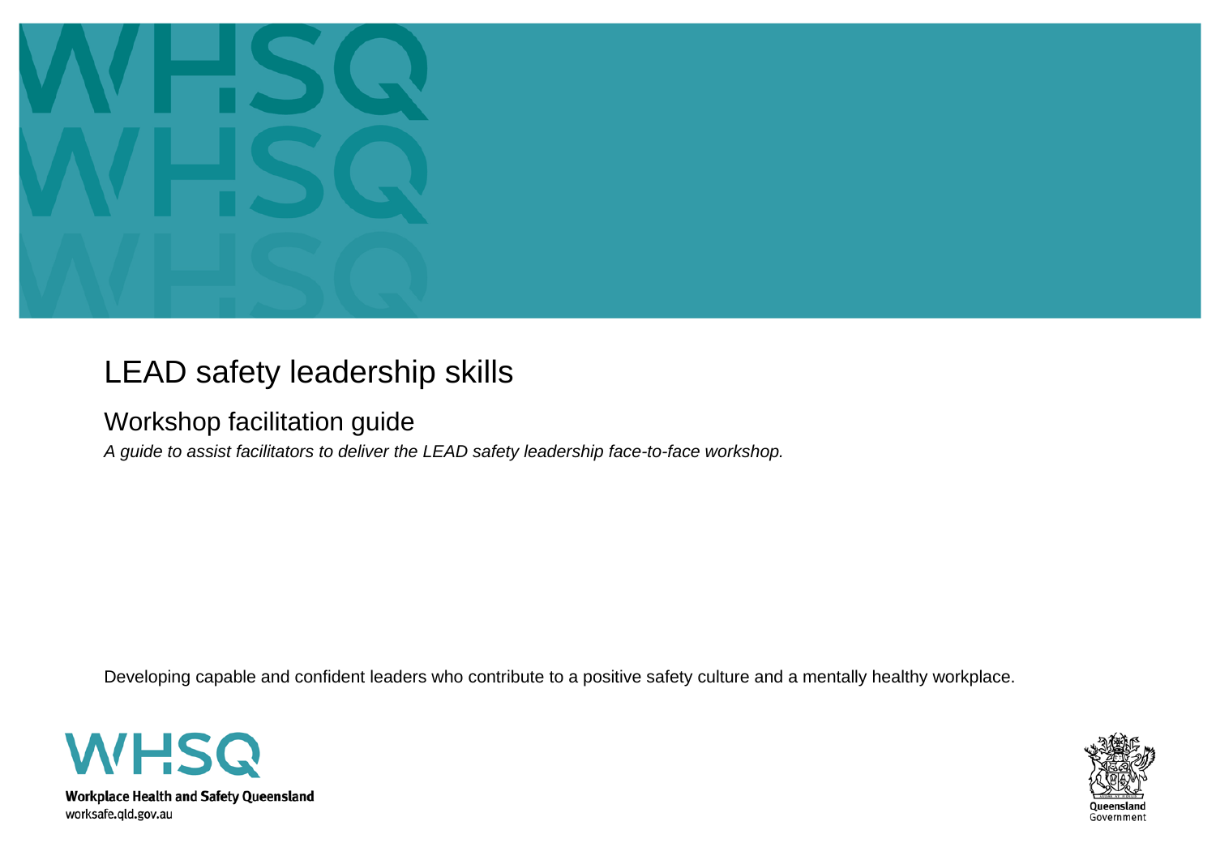# LEAD safety leadership skills

## Workshop facilitation guide

*A guide to assist facilitators to deliver the LEAD safety leadership face-to-face workshop.*

Developing capable and confident leaders who contribute to a positive safety culture and a mentally healthy workplace.

Workplace Health and Safety Queensland
worksafe.qld.gov.au

Queensland Government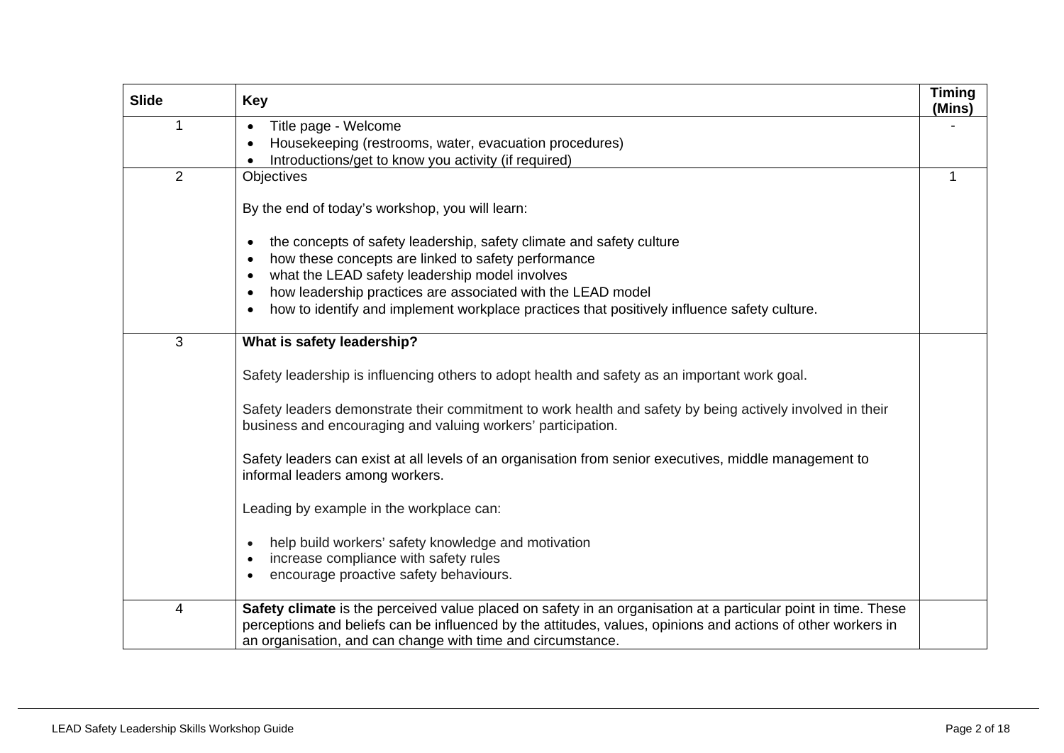| Slide | Key | Timing (Mins) |
|---|---|---|
| 1 | • Title page - Welcome<br>• Housekeeping (restrooms, water, evacuation procedures)<br>• Introductions/get to know you activity (if required) | - |
| 2 | Objectives<br><br>By the end of today's workshop, you will learn:<br><br>• the concepts of safety leadership, safety climate and safety culture<br>• how these concepts are linked to safety performance<br>• what the LEAD safety leadership model involves<br>• how leadership practices are associated with the LEAD model<br>• how to identify and implement workplace practices that positively influence safety culture. | 1 |
| 3 | **What is safety leadership?**<br><br>Safety leadership is influencing others to adopt health and safety as an important work goal.<br><br>Safety leaders demonstrate their commitment to work health and safety by being actively involved in their business and encouraging and valuing workers' participation.<br><br>Safety leaders can exist at all levels of an organisation from senior executives, middle management to informal leaders among workers.<br><br>Leading by example in the workplace can:<br><br>• help build workers' safety knowledge and motivation<br>• increase compliance with safety rules<br>• encourage proactive safety behaviours. | |
| 4 | **Safety climate** is the perceived value placed on safety in an organisation at a particular point in time. These perceptions and beliefs can be influenced by the attitudes, values, opinions and actions of other workers in an organisation, and can change with time and circumstance. | |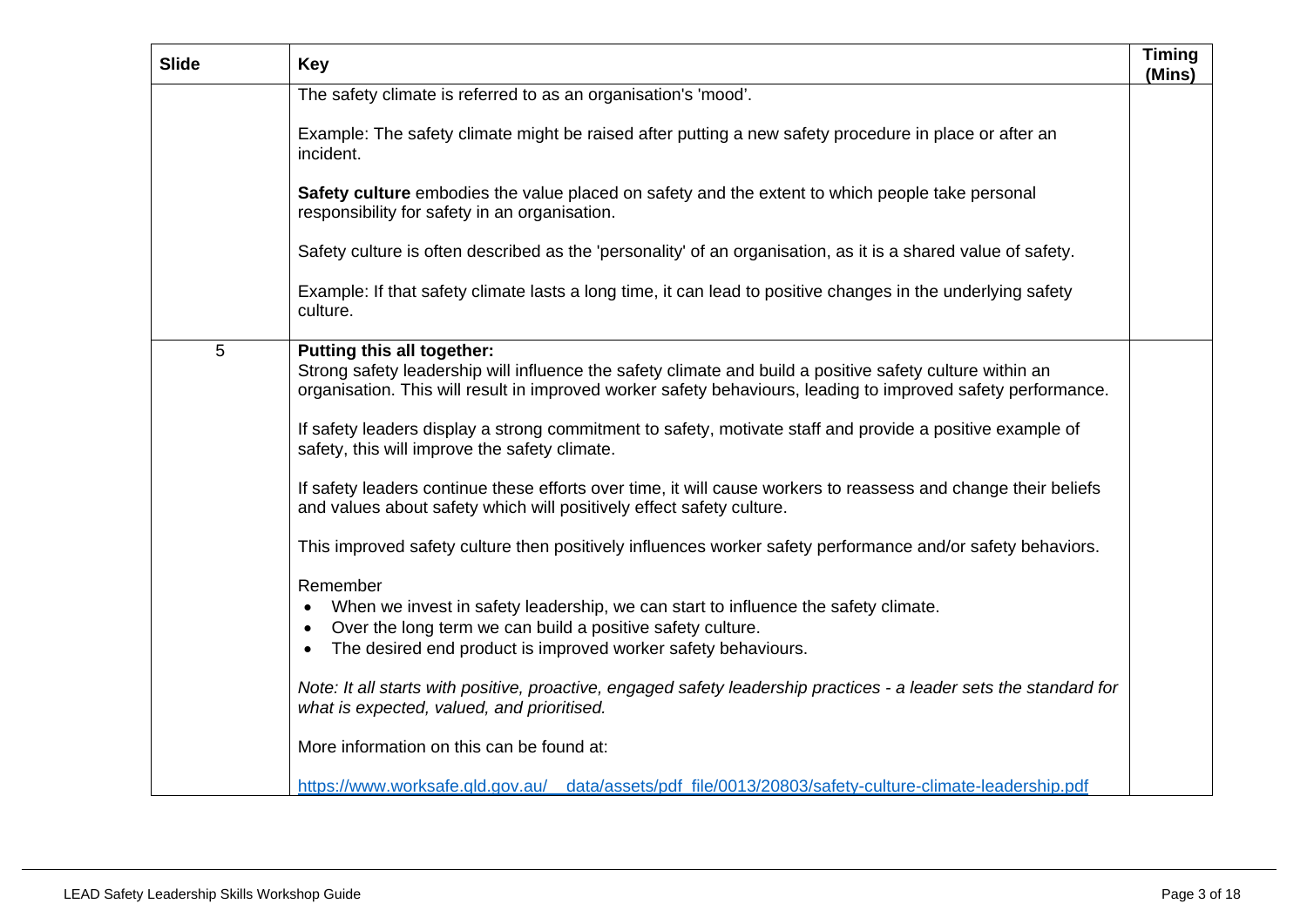| Slide | Key | Timing (Mins) |
|---|---|---|
| | The safety climate is referred to as an organisation's 'mood'.<br><br>Example: The safety climate might be raised after putting a new safety procedure in place or after an incident.<br><br>**Safety culture** embodies the value placed on safety and the extent to which people take personal responsibility for safety in an organisation.<br><br>Safety culture is often described as the 'personality' of an organisation, as it is a shared value of safety.<br><br>Example: If that safety climate lasts a long time, it can lead to positive changes in the underlying safety culture. | |
| 5 | **Putting this all together:**<br>Strong safety leadership will influence the safety climate and build a positive safety culture within an organisation. This will result in improved worker safety behaviours, leading to improved safety performance.<br><br>If safety leaders display a strong commitment to safety, motivate staff and provide a positive example of safety, this will improve the safety climate.<br><br>If safety leaders continue these efforts over time, it will cause workers to reassess and change their beliefs and values about safety which will positively effect safety culture.<br><br>This improved safety culture then positively influences worker safety performance and/or safety behaviors.<br><br>Remember<br>• When we invest in safety leadership, we can start to influence the safety climate.<br>• Over the long term we can build a positive safety culture.<br>• The desired end product is improved worker safety behaviours.<br><br>*Note: It all starts with positive, proactive, engaged safety leadership practices - a leader sets the standard for what is expected, valued, and prioritised.*<br><br>More information on this can be found at:<br><br>https://www.worksafe.qld.gov.au/__data/assets/pdf_file/0013/20803/safety-culture-climate-leadership.pdf | |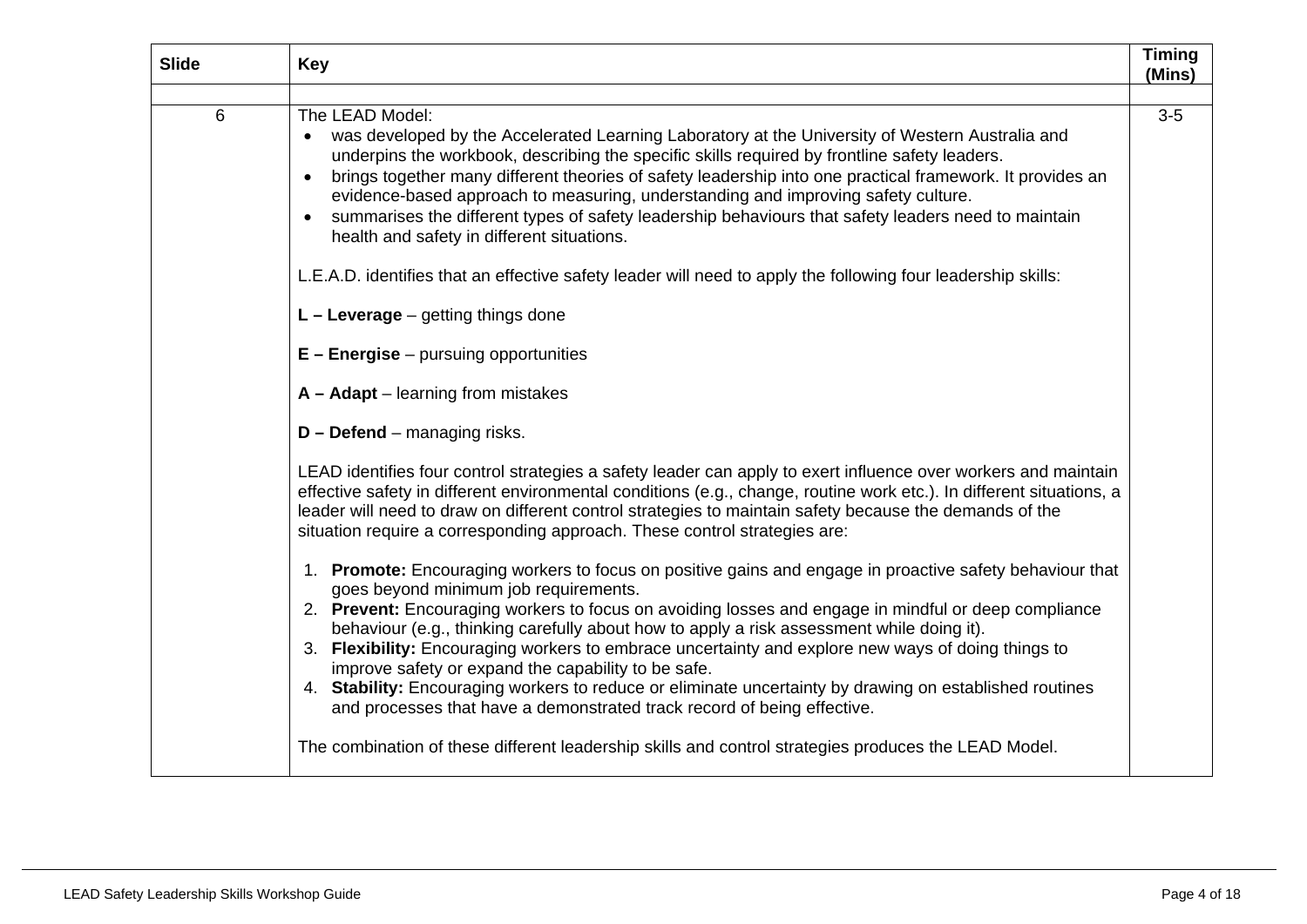| Slide | Key | Timing (Mins) |
|---|---|---|
| | | |
| 6 | The LEAD Model:<br>• was developed by the Accelerated Learning Laboratory at the University of Western Australia and underpins the workbook, describing the specific skills required by frontline safety leaders.<br>• brings together many different theories of safety leadership into one practical framework. It provides an evidence-based approach to measuring, understanding and improving safety culture.<br>• summarises the different types of safety leadership behaviours that safety leaders need to maintain health and safety in different situations.<br><br>L.E.A.D. identifies that an effective safety leader will need to apply the following four leadership skills:<br><br>**L – Leverage** – getting things done<br><br>**E – Energise** – pursuing opportunities<br><br>**A – Adapt** – learning from mistakes<br><br>**D – Defend** – managing risks.<br><br>LEAD identifies four control strategies a safety leader can apply to exert influence over workers and maintain effective safety in different environmental conditions (e.g., change, routine work etc.). In different situations, a leader will need to draw on different control strategies to maintain safety because the demands of the situation require a corresponding approach. These control strategies are:<br><br>1. **Promote:** Encouraging workers to focus on positive gains and engage in proactive safety behaviour that goes beyond minimum job requirements.<br>2. **Prevent:** Encouraging workers to focus on avoiding losses and engage in mindful or deep compliance behaviour (e.g., thinking carefully about how to apply a risk assessment while doing it).<br>3. **Flexibility:** Encouraging workers to embrace uncertainty and explore new ways of doing things to improve safety or expand the capability to be safe.<br>4. **Stability:** Encouraging workers to reduce or eliminate uncertainty by drawing on established routines and processes that have a demonstrated track record of being effective.<br><br>The combination of these different leadership skills and control strategies produces the LEAD Model. | 3-5 |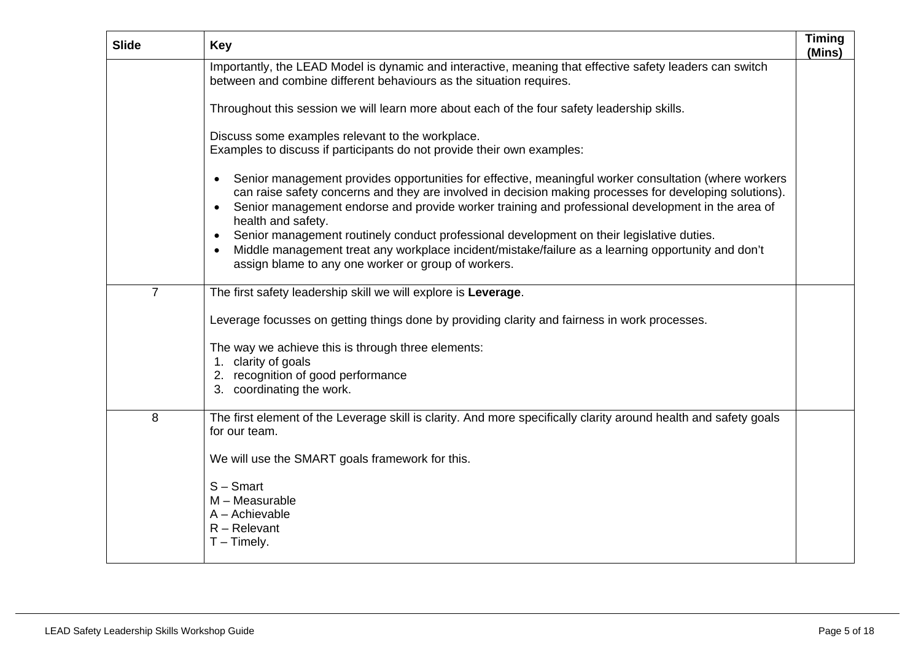| Slide | Key | Timing (Mins) |
|---|---|---|
| | Importantly, the LEAD Model is dynamic and interactive, meaning that effective safety leaders can switch between and combine different behaviours as the situation requires.<br><br>Throughout this session we will learn more about each of the four safety leadership skills.<br><br>Discuss some examples relevant to the workplace.<br>Examples to discuss if participants do not provide their own examples:<br><br>• Senior management provides opportunities for effective, meaningful worker consultation (where workers can raise safety concerns and they are involved in decision making processes for developing solutions).<br>• Senior management endorse and provide worker training and professional development in the area of health and safety.<br>• Senior management routinely conduct professional development on their legislative duties.<br>• Middle management treat any workplace incident/mistake/failure as a learning opportunity and don't assign blame to any one worker or group of workers. | |
| 7 | The first safety leadership skill we will explore is **Leverage**.<br><br>Leverage focusses on getting things done by providing clarity and fairness in work processes.<br><br>The way we achieve this is through three elements:<br>1. clarity of goals<br>2. recognition of good performance<br>3. coordinating the work. | |
| 8 | The first element of the Leverage skill is clarity. And more specifically clarity around health and safety goals for our team.<br><br>We will use the SMART goals framework for this.<br><br>S – Smart<br>M – Measurable<br>A – Achievable<br>R – Relevant<br>T – Timely. | |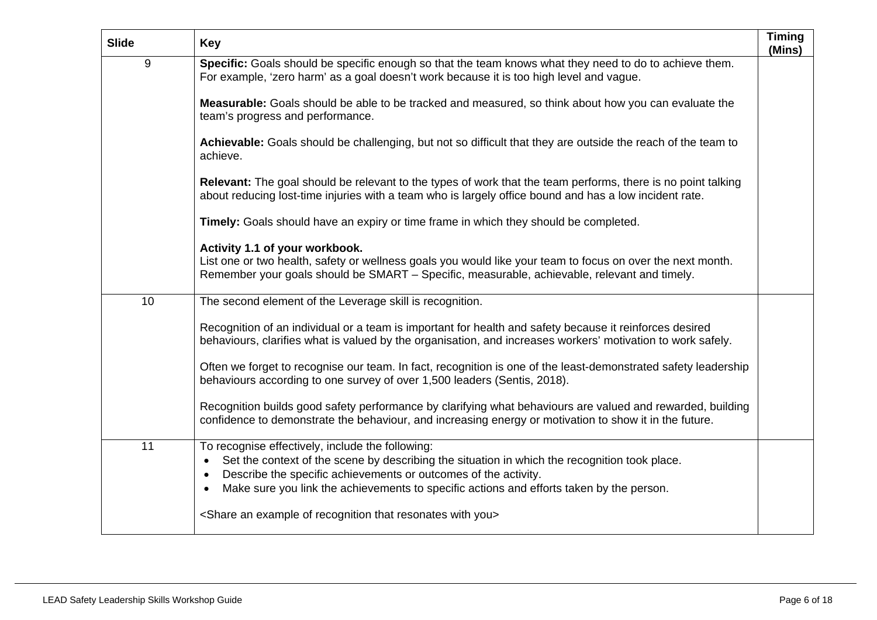| Slide | Key | Timing (Mins) |
|---|---|---|
| 9 | **Specific:** Goals should be specific enough so that the team knows what they need to do to achieve them. For example, 'zero harm' as a goal doesn't work because it is too high level and vague.<br><br>**Measurable:** Goals should be able to be tracked and measured, so think about how you can evaluate the team's progress and performance.<br><br>**Achievable:** Goals should be challenging, but not so difficult that they are outside the reach of the team to achieve.<br><br>**Relevant:** The goal should be relevant to the types of work that the team performs, there is no point talking about reducing lost-time injuries with a team who is largely office bound and has a low incident rate.<br><br>**Timely:** Goals should have an expiry or time frame in which they should be completed.<br><br>**Activity 1.1 of your workbook.**<br>List one or two health, safety or wellness goals you would like your team to focus on over the next month. Remember your goals should be SMART – Specific, measurable, achievable, relevant and timely. | |
| 10 | The second element of the Leverage skill is recognition.<br><br>Recognition of an individual or a team is important for health and safety because it reinforces desired behaviours, clarifies what is valued by the organisation, and increases workers' motivation to work safely.<br><br>Often we forget to recognise our team. In fact, recognition is one of the least-demonstrated safety leadership behaviours according to one survey of over 1,500 leaders (Sentis, 2018).<br><br>Recognition builds good safety performance by clarifying what behaviours are valued and rewarded, building confidence to demonstrate the behaviour, and increasing energy or motivation to show it in the future. | |
| 11 | To recognise effectively, include the following:<br>• Set the context of the scene by describing the situation in which the recognition took place.<br>• Describe the specific achievements or outcomes of the activity.<br>• Make sure you link the achievements to specific actions and efforts taken by the person.<br><br><Share an example of recognition that resonates with you> | |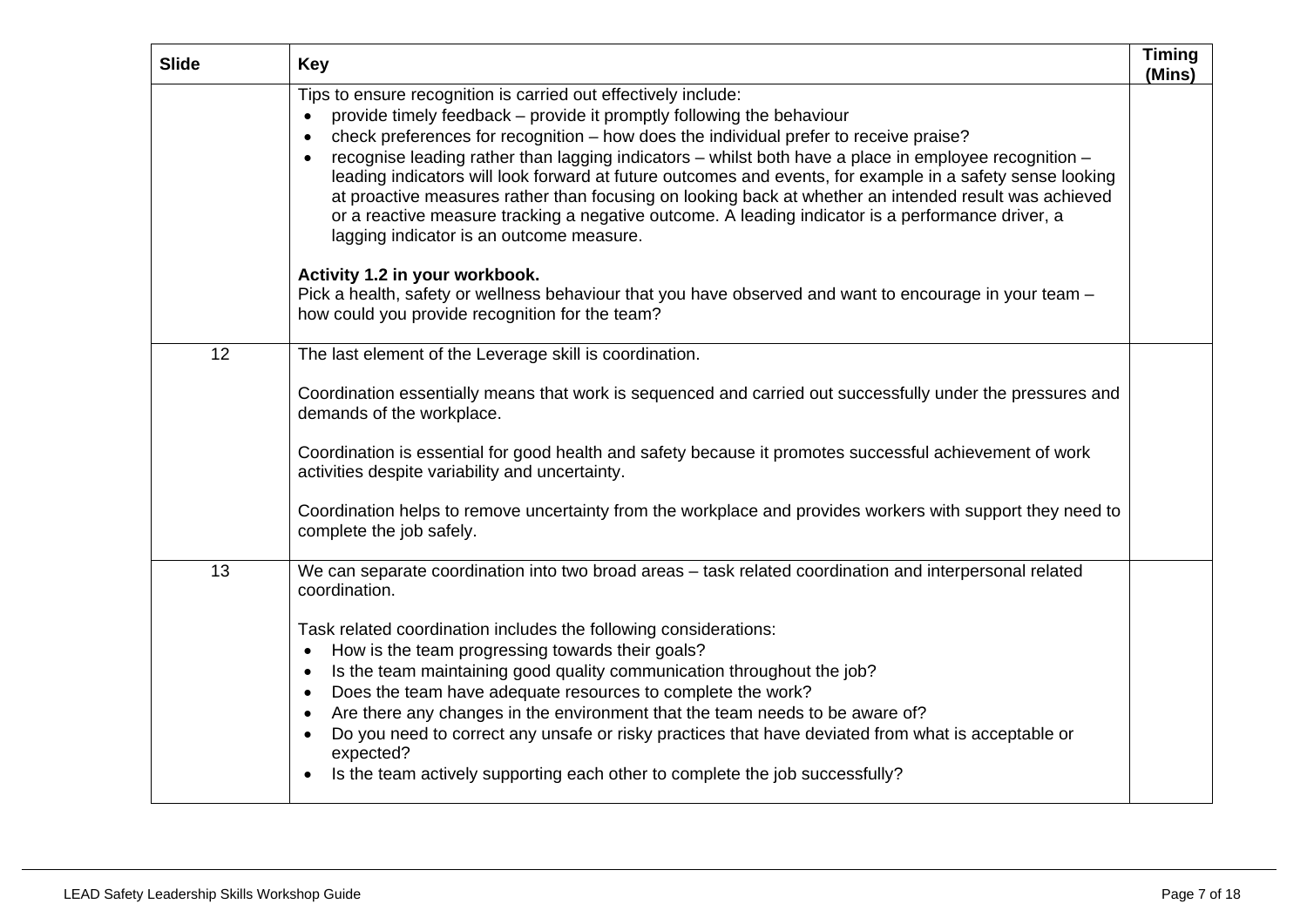| Slide | Key | Timing (Mins) |
|---|---|---|
| | Tips to ensure recognition is carried out effectively include:<br>• provide timely feedback – provide it promptly following the behaviour<br>• check preferences for recognition – how does the individual prefer to receive praise?<br>• recognise leading rather than lagging indicators – whilst both have a place in employee recognition – leading indicators will look forward at future outcomes and events, for example in a safety sense looking at proactive measures rather than focusing on looking back at whether an intended result was achieved or a reactive measure tracking a negative outcome. A leading indicator is a performance driver, a lagging indicator is an outcome measure.<br><br>**Activity 1.2 in your workbook.**<br>Pick a health, safety or wellness behaviour that you have observed and want to encourage in your team – how could you provide recognition for the team? | |
| 12 | The last element of the Leverage skill is coordination.<br><br>Coordination essentially means that work is sequenced and carried out successfully under the pressures and demands of the workplace.<br><br>Coordination is essential for good health and safety because it promotes successful achievement of work activities despite variability and uncertainty.<br><br>Coordination helps to remove uncertainty from the workplace and provides workers with support they need to complete the job safely. | |
| 13 | We can separate coordination into two broad areas – task related coordination and interpersonal related coordination.<br><br>Task related coordination includes the following considerations:<br>• How is the team progressing towards their goals?<br>• Is the team maintaining good quality communication throughout the job?<br>• Does the team have adequate resources to complete the work?<br>• Are there any changes in the environment that the team needs to be aware of?<br>• Do you need to correct any unsafe or risky practices that have deviated from what is acceptable or expected?<br>• Is the team actively supporting each other to complete the job successfully? | |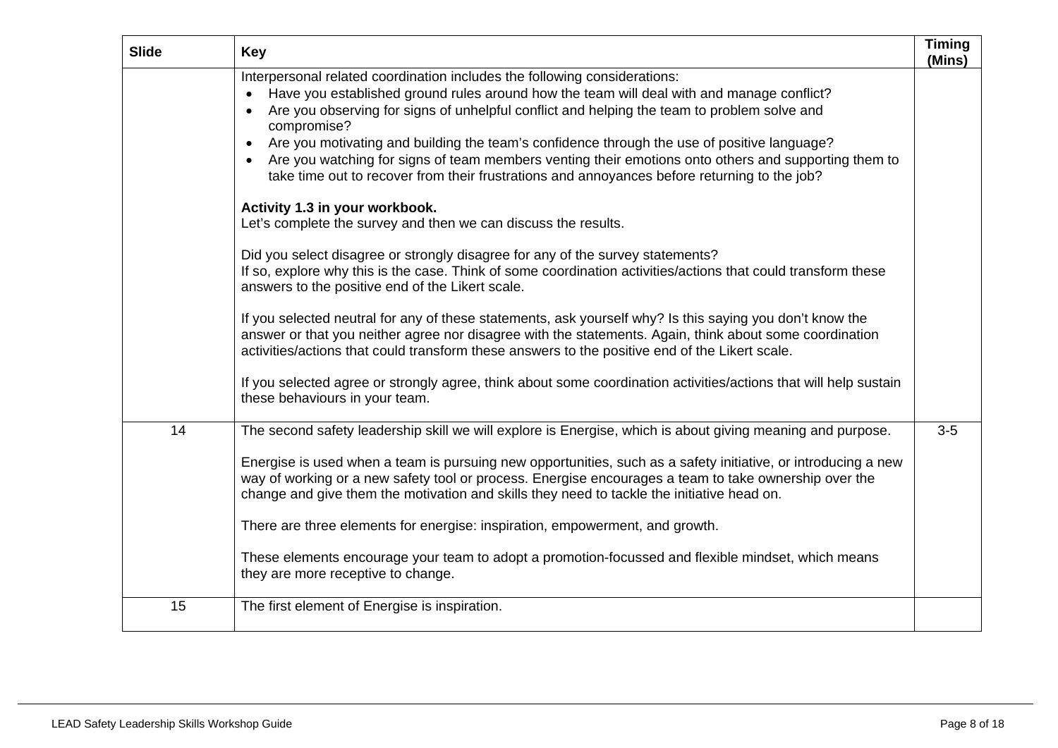| Slide | Key | Timing (Mins) |
|---|---|---|
| | Interpersonal related coordination includes the following considerations:<br>• Have you established ground rules around how the team will deal with and manage conflict?<br>• Are you observing for signs of unhelpful conflict and helping the team to problem solve and compromise?<br>• Are you motivating and building the team's confidence through the use of positive language?<br>• Are you watching for signs of team members venting their emotions onto others and supporting them to take time out to recover from their frustrations and annoyances before returning to the job?<br><br>**Activity 1.3 in your workbook.**<br>Let's complete the survey and then we can discuss the results.<br><br>Did you select disagree or strongly disagree for any of the survey statements?<br>If so, explore why this is the case. Think of some coordination activities/actions that could transform these answers to the positive end of the Likert scale.<br><br>If you selected neutral for any of these statements, ask yourself why? Is this saying you don't know the answer or that you neither agree nor disagree with the statements. Again, think about some coordination activities/actions that could transform these answers to the positive end of the Likert scale.<br><br>If you selected agree or strongly agree, think about some coordination activities/actions that will help sustain these behaviours in your team. | |
| 14 | The second safety leadership skill we will explore is Energise, which is about giving meaning and purpose.<br><br>Energise is used when a team is pursuing new opportunities, such as a safety initiative, or introducing a new way of working or a new safety tool or process. Energise encourages a team to take ownership over the change and give them the motivation and skills they need to tackle the initiative head on.<br><br>There are three elements for energise: inspiration, empowerment, and growth.<br><br>These elements encourage your team to adopt a promotion-focussed and flexible mindset, which means they are more receptive to change. | 3-5 |
| 15 | The first element of Energise is inspiration. | |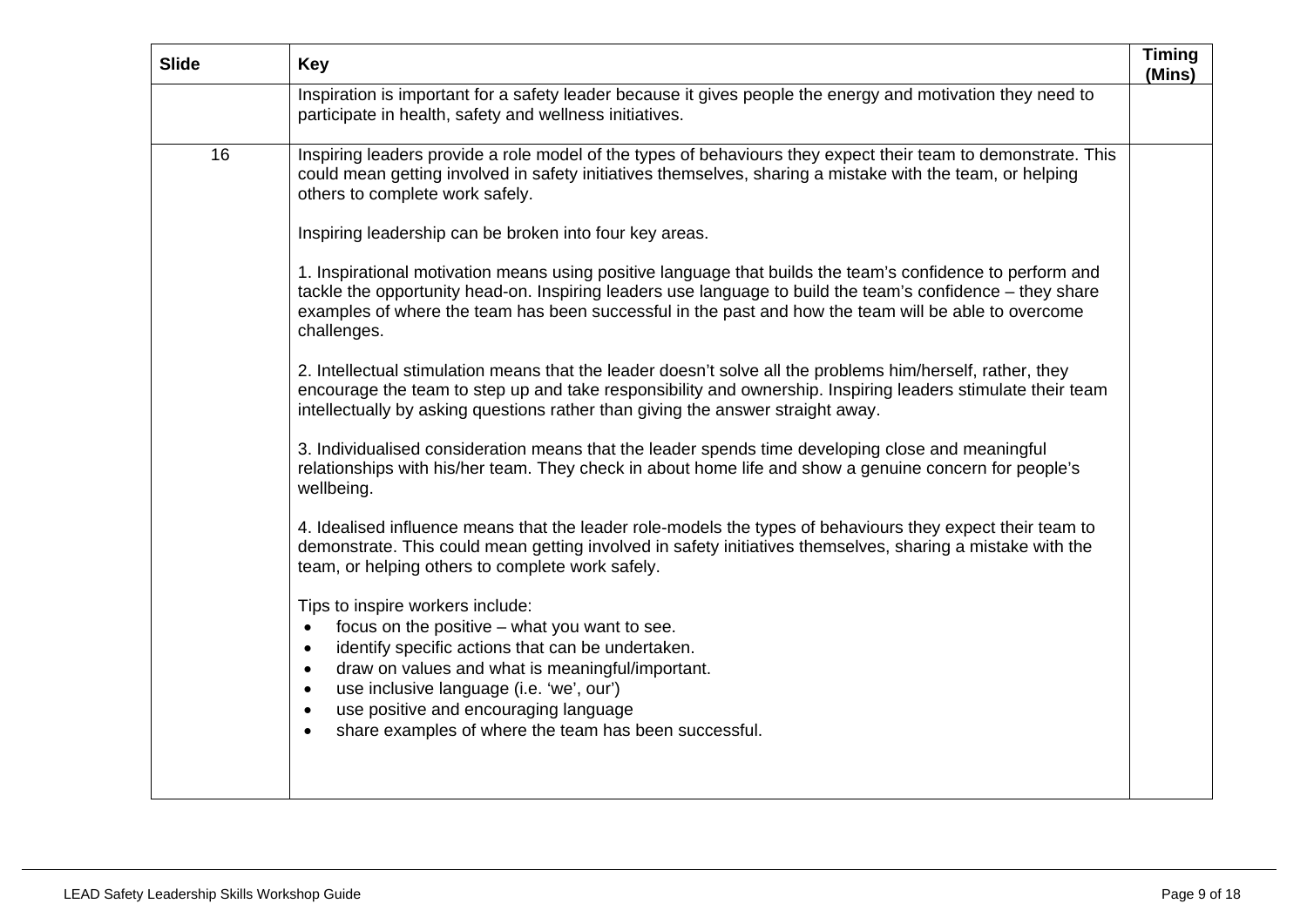| Slide | Key | Timing (Mins) |
|---|---|---|
| | Inspiration is important for a safety leader because it gives people the energy and motivation they need to participate in health, safety and wellness initiatives. | |
| 16 | Inspiring leaders provide a role model of the types of behaviours they expect their team to demonstrate. This could mean getting involved in safety initiatives themselves, sharing a mistake with the team, or helping others to complete work safely.<br><br>Inspiring leadership can be broken into four key areas.<br><br>1. Inspirational motivation means using positive language that builds the team's confidence to perform and tackle the opportunity head-on. Inspiring leaders use language to build the team's confidence – they share examples of where the team has been successful in the past and how the team will be able to overcome challenges.<br><br>2. Intellectual stimulation means that the leader doesn't solve all the problems him/herself, rather, they encourage the team to step up and take responsibility and ownership. Inspiring leaders stimulate their team intellectually by asking questions rather than giving the answer straight away.<br><br>3. Individualised consideration means that the leader spends time developing close and meaningful relationships with his/her team. They check in about home life and show a genuine concern for people's wellbeing.<br><br>4. Idealised influence means that the leader role-models the types of behaviours they expect their team to demonstrate. This could mean getting involved in safety initiatives themselves, sharing a mistake with the team, or helping others to complete work safely.<br><br>Tips to inspire workers include:<br>• focus on the positive – what you want to see.<br>• identify specific actions that can be undertaken.<br>• draw on values and what is meaningful/important.<br>• use inclusive language (i.e. 'we', our')<br>• use positive and encouraging language<br>• share examples of where the team has been successful. | |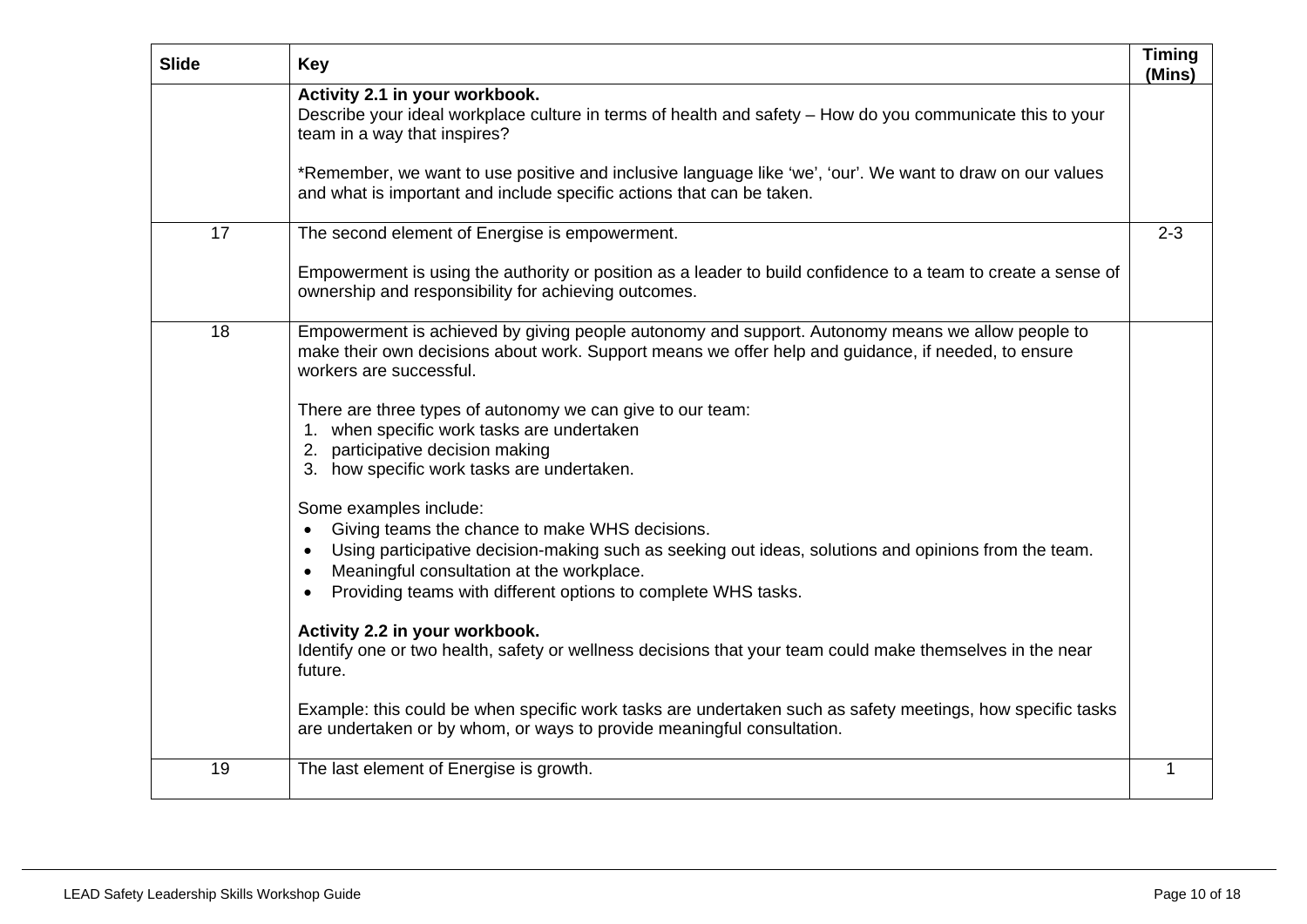| Slide | Key | Timing (Mins) |
|---|---|---|
| | **Activity 2.1 in your workbook.**<br>Describe your ideal workplace culture in terms of health and safety – How do you communicate this to your team in a way that inspires?<br><br>*Remember, we want to use positive and inclusive language like 'we', 'our'. We want to draw on our values and what is important and include specific actions that can be taken. | |
| 17 | The second element of Energise is empowerment.<br><br>Empowerment is using the authority or position as a leader to build confidence to a team to create a sense of ownership and responsibility for achieving outcomes. | 2-3 |
| 18 | Empowerment is achieved by giving people autonomy and support. Autonomy means we allow people to make their own decisions about work. Support means we offer help and guidance, if needed, to ensure workers are successful.<br><br>There are three types of autonomy we can give to our team:<br>1. when specific work tasks are undertaken<br>2. participative decision making<br>3. how specific work tasks are undertaken.<br><br>Some examples include:<br>• Giving teams the chance to make WHS decisions.<br>• Using participative decision-making such as seeking out ideas, solutions and opinions from the team.<br>• Meaningful consultation at the workplace.<br>• Providing teams with different options to complete WHS tasks.<br><br>**Activity 2.2 in your workbook.**<br>Identify one or two health, safety or wellness decisions that your team could make themselves in the near future.<br><br>Example: this could be when specific work tasks are undertaken such as safety meetings, how specific tasks are undertaken or by whom, or ways to provide meaningful consultation. | |
| 19 | The last element of Energise is growth. | 1 |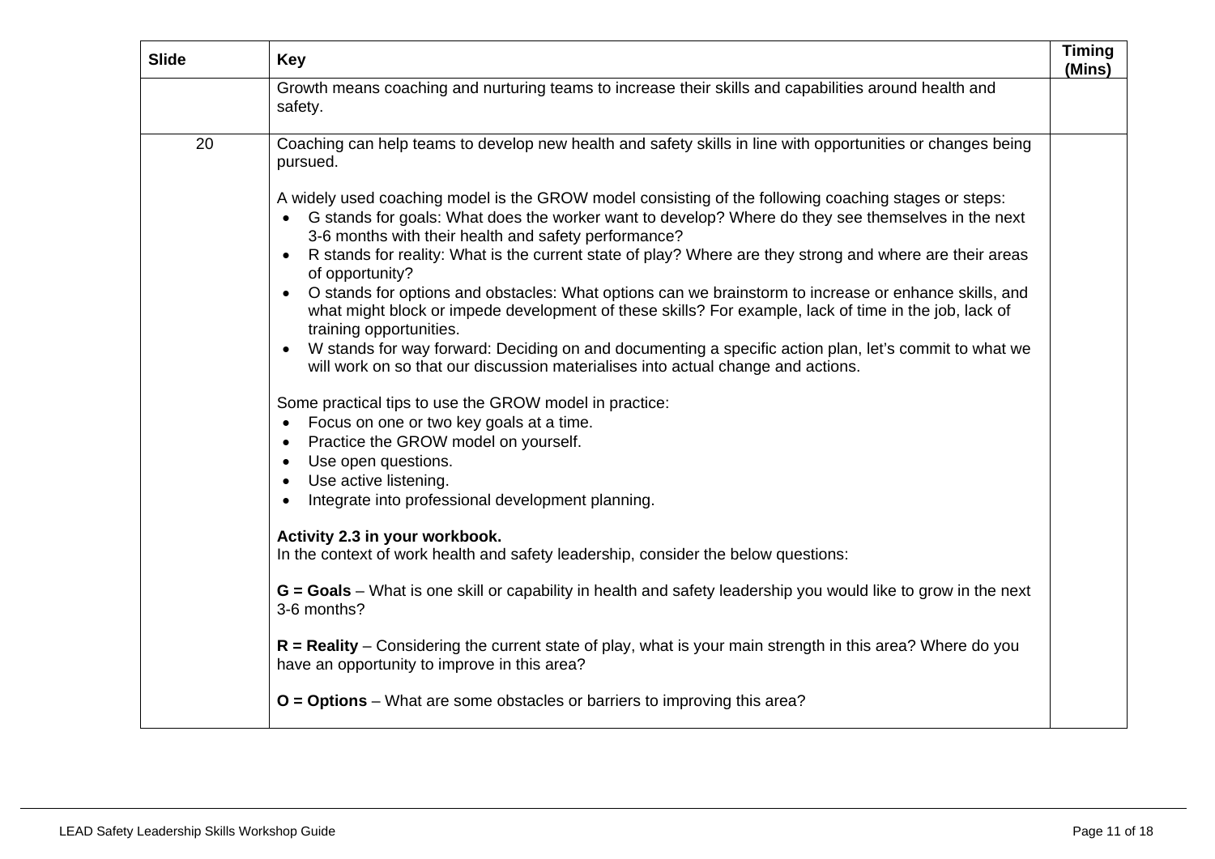| Slide | Key | Timing (Mins) |
|---|---|---|
| | Growth means coaching and nurturing teams to increase their skills and capabilities around health and safety. | |
| 20 | Coaching can help teams to develop new health and safety skills in line with opportunities or changes being pursued.<br><br>A widely used coaching model is the GROW model consisting of the following coaching stages or steps:<br>• G stands for goals: What does the worker want to develop? Where do they see themselves in the next 3-6 months with their health and safety performance?<br>• R stands for reality: What is the current state of play? Where are they strong and where are their areas of opportunity?<br>• O stands for options and obstacles: What options can we brainstorm to increase or enhance skills, and what might block or impede development of these skills? For example, lack of time in the job, lack of training opportunities.<br>• W stands for way forward: Deciding on and documenting a specific action plan, let's commit to what we will work on so that our discussion materialises into actual change and actions.<br><br>Some practical tips to use the GROW model in practice:<br>• Focus on one or two key goals at a time.<br>• Practice the GROW model on yourself.<br>• Use open questions.<br>• Use active listening.<br>• Integrate into professional development planning.<br><br>**Activity 2.3 in your workbook.**<br>In the context of work health and safety leadership, consider the below questions:<br><br>**G = Goals** – What is one skill or capability in health and safety leadership you would like to grow in the next 3-6 months?<br><br>**R = Reality** – Considering the current state of play, what is your main strength in this area? Where do you have an opportunity to improve in this area?<br><br>**O = Options** – What are some obstacles or barriers to improving this area? | |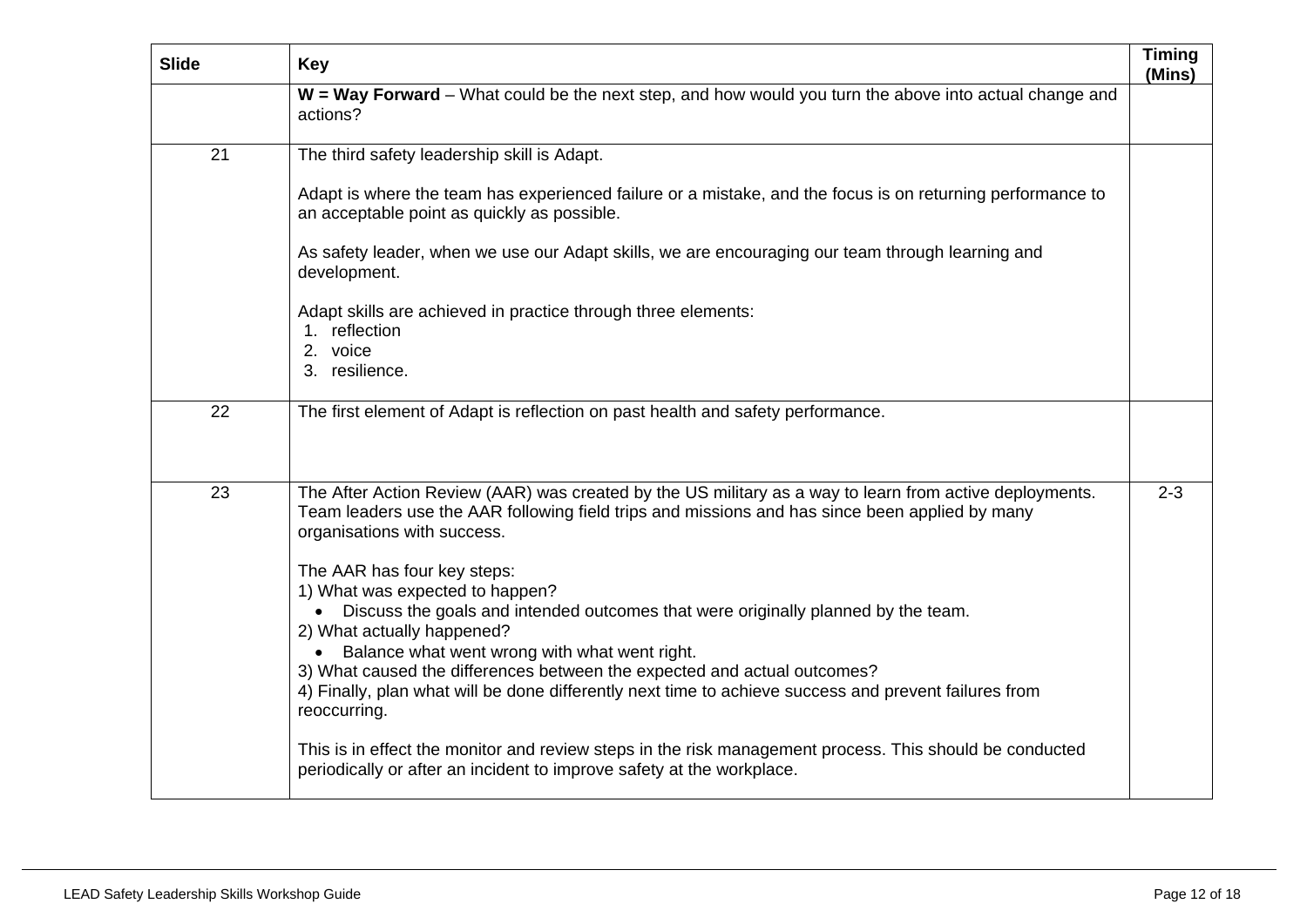| Slide | Key | Timing (Mins) |
|---|---|---|
| | **W = Way Forward** – What could be the next step, and how would you turn the above into actual change and actions? | |
| 21 | The third safety leadership skill is Adapt.<br><br>Adapt is where the team has experienced failure or a mistake, and the focus is on returning performance to an acceptable point as quickly as possible.<br><br>As safety leader, when we use our Adapt skills, we are encouraging our team through learning and development.<br><br>Adapt skills are achieved in practice through three elements:<br>1. reflection<br>2. voice<br>3. resilience. | |
| 22 | The first element of Adapt is reflection on past health and safety performance. | |
| 23 | The After Action Review (AAR) was created by the US military as a way to learn from active deployments. Team leaders use the AAR following field trips and missions and has since been applied by many organisations with success.<br><br>The AAR has four key steps:<br>1) What was expected to happen?<br>• Discuss the goals and intended outcomes that were originally planned by the team.<br>2) What actually happened?<br>• Balance what went wrong with what went right.<br>3) What caused the differences between the expected and actual outcomes?<br>4) Finally, plan what will be done differently next time to achieve success and prevent failures from reoccurring.<br><br>This is in effect the monitor and review steps in the risk management process. This should be conducted periodically or after an incident to improve safety at the workplace. | 2-3 |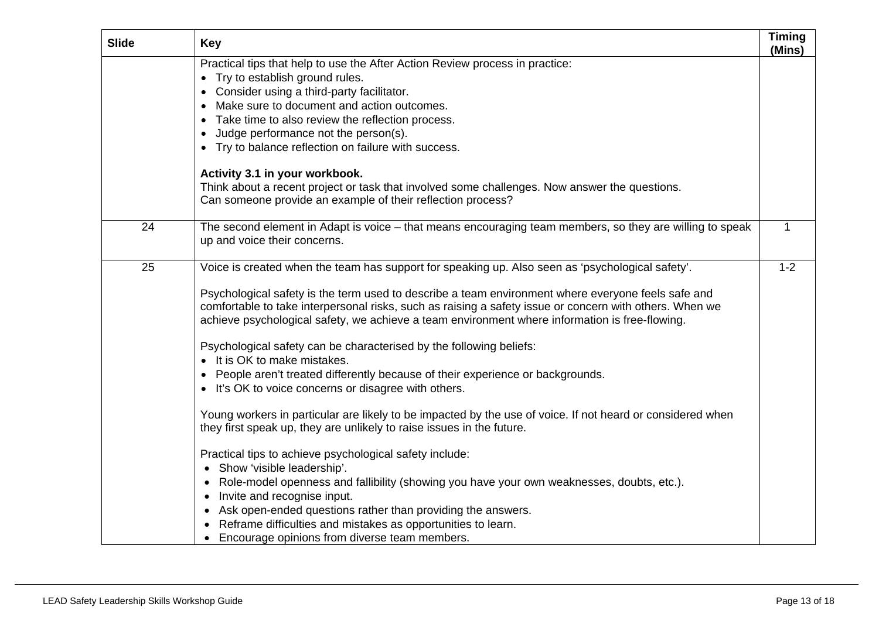| Slide | Key | Timing (Mins) |
|---|---|---|
| | Practical tips that help to use the After Action Review process in practice:<br>• Try to establish ground rules.<br>• Consider using a third-party facilitator.<br>• Make sure to document and action outcomes.<br>• Take time to also review the reflection process.<br>• Judge performance not the person(s).<br>• Try to balance reflection on failure with success.<br><br>**Activity 3.1 in your workbook.**<br>Think about a recent project or task that involved some challenges. Now answer the questions.<br>Can someone provide an example of their reflection process? | |
| 24 | The second element in Adapt is voice – that means encouraging team members, so they are willing to speak up and voice their concerns. | 1 |
| 25 | Voice is created when the team has support for speaking up. Also seen as 'psychological safety'.<br><br>Psychological safety is the term used to describe a team environment where everyone feels safe and comfortable to take interpersonal risks, such as raising a safety issue or concern with others. When we achieve psychological safety, we achieve a team environment where information is free-flowing.<br><br>Psychological safety can be characterised by the following beliefs:<br>• It is OK to make mistakes.<br>• People aren't treated differently because of their experience or backgrounds.<br>• It's OK to voice concerns or disagree with others.<br><br>Young workers in particular are likely to be impacted by the use of voice. If not heard or considered when they first speak up, they are unlikely to raise issues in the future.<br><br>Practical tips to achieve psychological safety include:<br>• Show 'visible leadership'.<br>• Role-model openness and fallibility (showing you have your own weaknesses, doubts, etc.).<br>• Invite and recognise input.<br>• Ask open-ended questions rather than providing the answers.<br>• Reframe difficulties and mistakes as opportunities to learn.<br>• Encourage opinions from diverse team members. | 1-2 |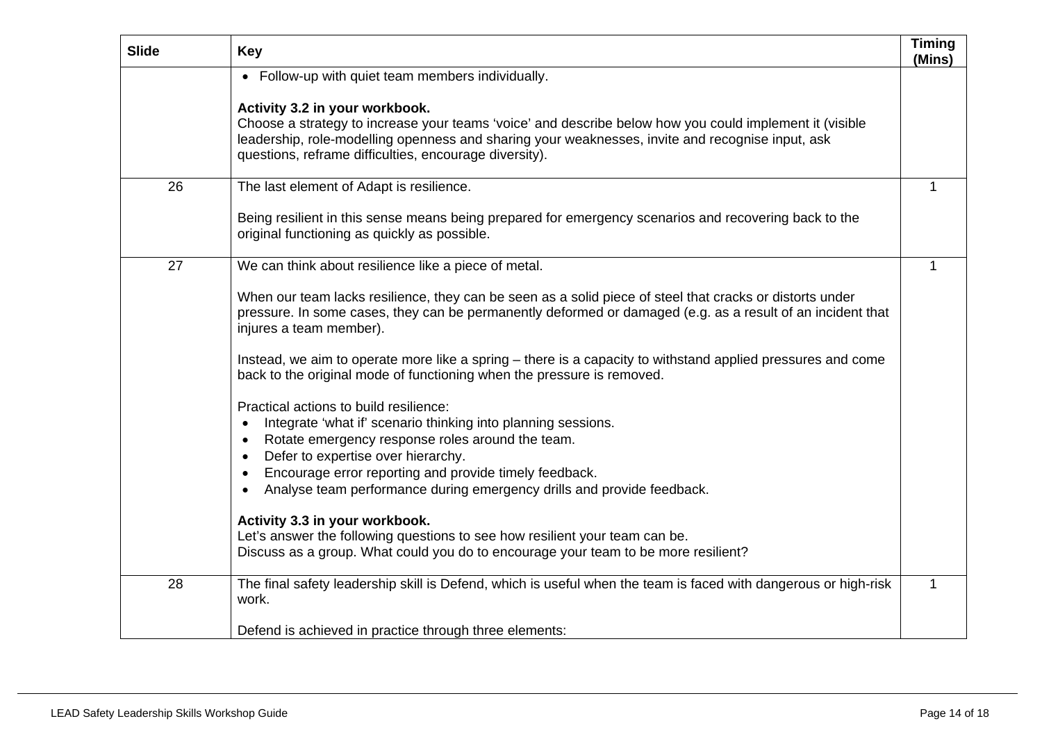| Slide | Key | Timing (Mins) |
|---|---|---|
| | • Follow-up with quiet team members individually.<br><br>**Activity 3.2 in your workbook.**<br>Choose a strategy to increase your teams 'voice' and describe below how you could implement it (visible leadership, role-modelling openness and sharing your weaknesses, invite and recognise input, ask questions, reframe difficulties, encourage diversity). | |
| 26 | The last element of Adapt is resilience.<br><br>Being resilient in this sense means being prepared for emergency scenarios and recovering back to the original functioning as quickly as possible. | 1 |
| 27 | We can think about resilience like a piece of metal.<br><br>When our team lacks resilience, they can be seen as a solid piece of steel that cracks or distorts under pressure. In some cases, they can be permanently deformed or damaged (e.g. as a result of an incident that injures a team member).<br><br>Instead, we aim to operate more like a spring – there is a capacity to withstand applied pressures and come back to the original mode of functioning when the pressure is removed.<br><br>Practical actions to build resilience:<br>• Integrate 'what if' scenario thinking into planning sessions.<br>• Rotate emergency response roles around the team.<br>• Defer to expertise over hierarchy.<br>• Encourage error reporting and provide timely feedback.<br>• Analyse team performance during emergency drills and provide feedback.<br><br>**Activity 3.3 in your workbook.**<br>Let's answer the following questions to see how resilient your team can be.<br>Discuss as a group. What could you do to encourage your team to be more resilient? | 1 |
| 28 | The final safety leadership skill is Defend, which is useful when the team is faced with dangerous or high-risk work.<br><br>Defend is achieved in practice through three elements: | 1 |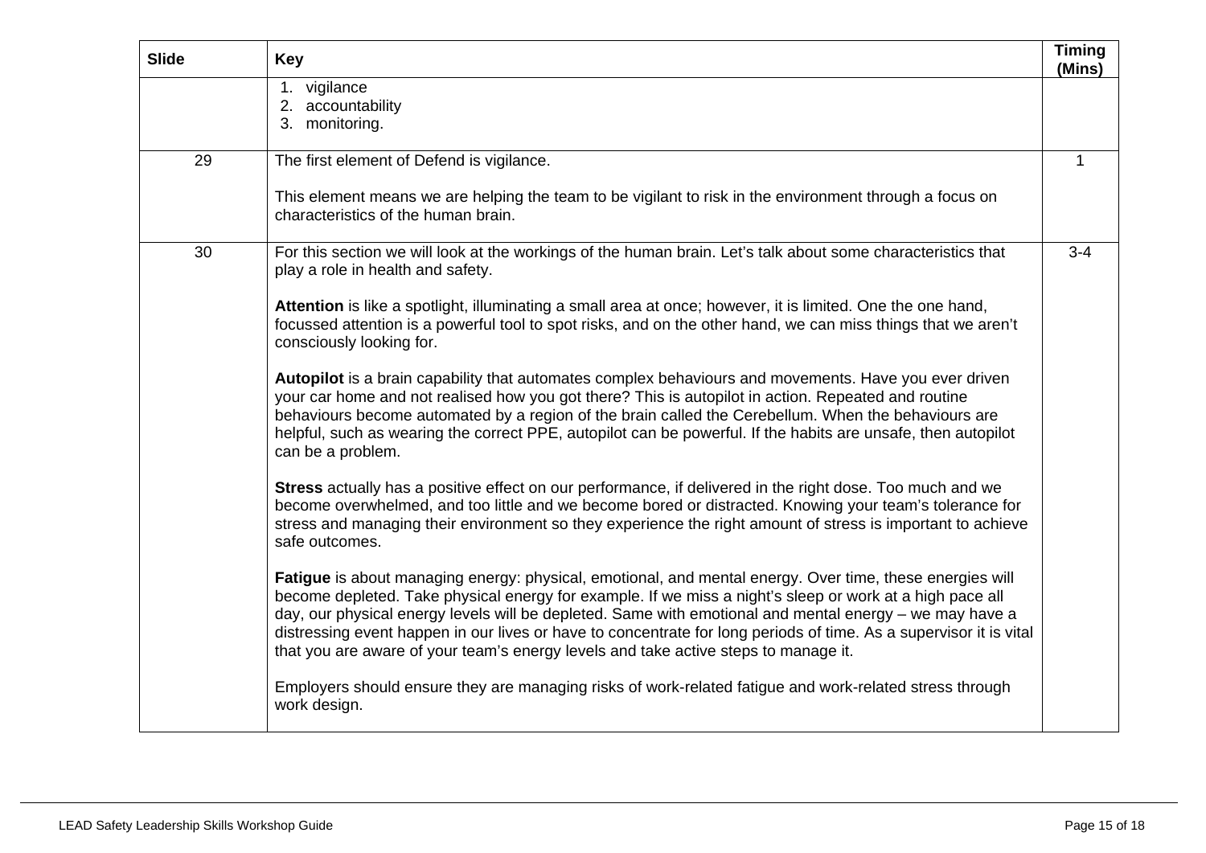| Slide | Key | Timing (Mins) |
|---|---|---|
| | 1. vigilance<br>2. accountability<br>3. monitoring. | |
| 29 | The first element of Defend is vigilance.<br><br>This element means we are helping the team to be vigilant to risk in the environment through a focus on characteristics of the human brain. | 1 |
| 30 | For this section we will look at the workings of the human brain. Let's talk about some characteristics that play a role in health and safety.<br><br>**Attention** is like a spotlight, illuminating a small area at once; however, it is limited. One the one hand, focussed attention is a powerful tool to spot risks, and on the other hand, we can miss things that we aren't consciously looking for.<br><br>**Autopilot** is a brain capability that automates complex behaviours and movements. Have you ever driven your car home and not realised how you got there? This is autopilot in action. Repeated and routine behaviours become automated by a region of the brain called the Cerebellum. When the behaviours are helpful, such as wearing the correct PPE, autopilot can be powerful. If the habits are unsafe, then autopilot can be a problem.<br><br>**Stress** actually has a positive effect on our performance, if delivered in the right dose. Too much and we become overwhelmed, and too little and we become bored or distracted. Knowing your team's tolerance for stress and managing their environment so they experience the right amount of stress is important to achieve safe outcomes.<br><br>**Fatigue** is about managing energy: physical, emotional, and mental energy. Over time, these energies will become depleted. Take physical energy for example. If we miss a night's sleep or work at a high pace all day, our physical energy levels will be depleted. Same with emotional and mental energy – we may have a distressing event happen in our lives or have to concentrate for long periods of time. As a supervisor it is vital that you are aware of your team's energy levels and take active steps to manage it.<br><br>Employers should ensure they are managing risks of work-related fatigue and work-related stress through work design. | 3-4 |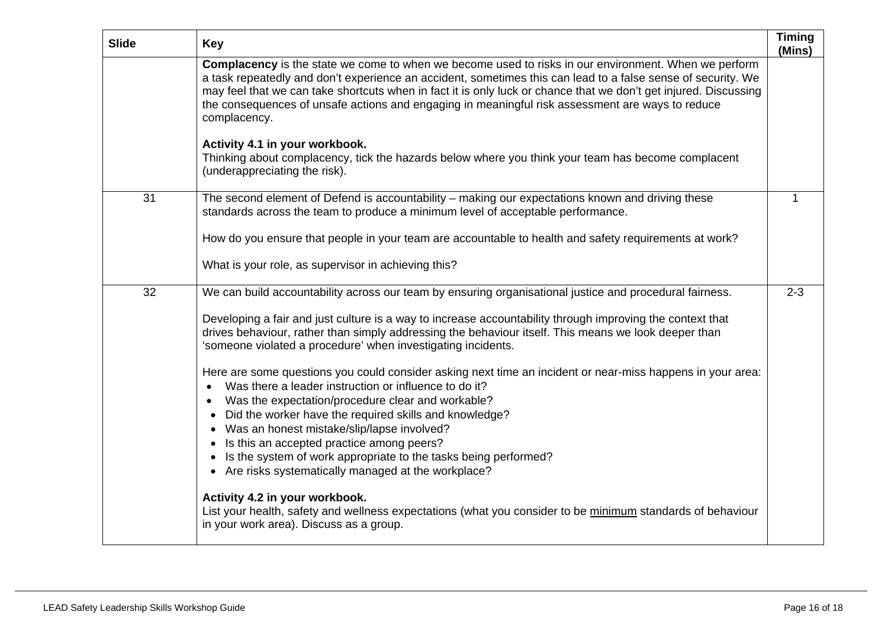| Slide | Key | Timing (Mins) |
|---|---|---|
| | **Complacency** is the state we come to when we become used to risks in our environment. When we perform a task repeatedly and don't experience an accident, sometimes this can lead to a false sense of security. We may feel that we can take shortcuts when in fact it is only luck or chance that we don't get injured. Discussing the consequences of unsafe actions and engaging in meaningful risk assessment are ways to reduce complacency.<br><br>**Activity 4.1 in your workbook.**<br>Thinking about complacency, tick the hazards below where you think your team has become complacent (underappreciating the risk). | |
| 31 | The second element of Defend is accountability – making our expectations known and driving these standards across the team to produce a minimum level of acceptable performance.<br><br>How do you ensure that people in your team are accountable to health and safety requirements at work?<br><br>What is your role, as supervisor in achieving this? | 1 |
| 32 | We can build accountability across our team by ensuring organisational justice and procedural fairness.<br><br>Developing a fair and just culture is a way to increase accountability through improving the context that drives behaviour, rather than simply addressing the behaviour itself. This means we look deeper than 'someone violated a procedure' when investigating incidents.<br><br>Here are some questions you could consider asking next time an incident or near-miss happens in your area:<br>• Was there a leader instruction or influence to do it?<br>• Was the expectation/procedure clear and workable?<br>• Did the worker have the required skills and knowledge?<br>• Was an honest mistake/slip/lapse involved?<br>• Is this an accepted practice among peers?<br>• Is the system of work appropriate to the tasks being performed?<br>• Are risks systematically managed at the workplace?<br><br>**Activity 4.2 in your workbook.**<br>List your health, safety and wellness expectations (what you consider to be <u>minimum</u> standards of behaviour in your work area). Discuss as a group. | 2-3 |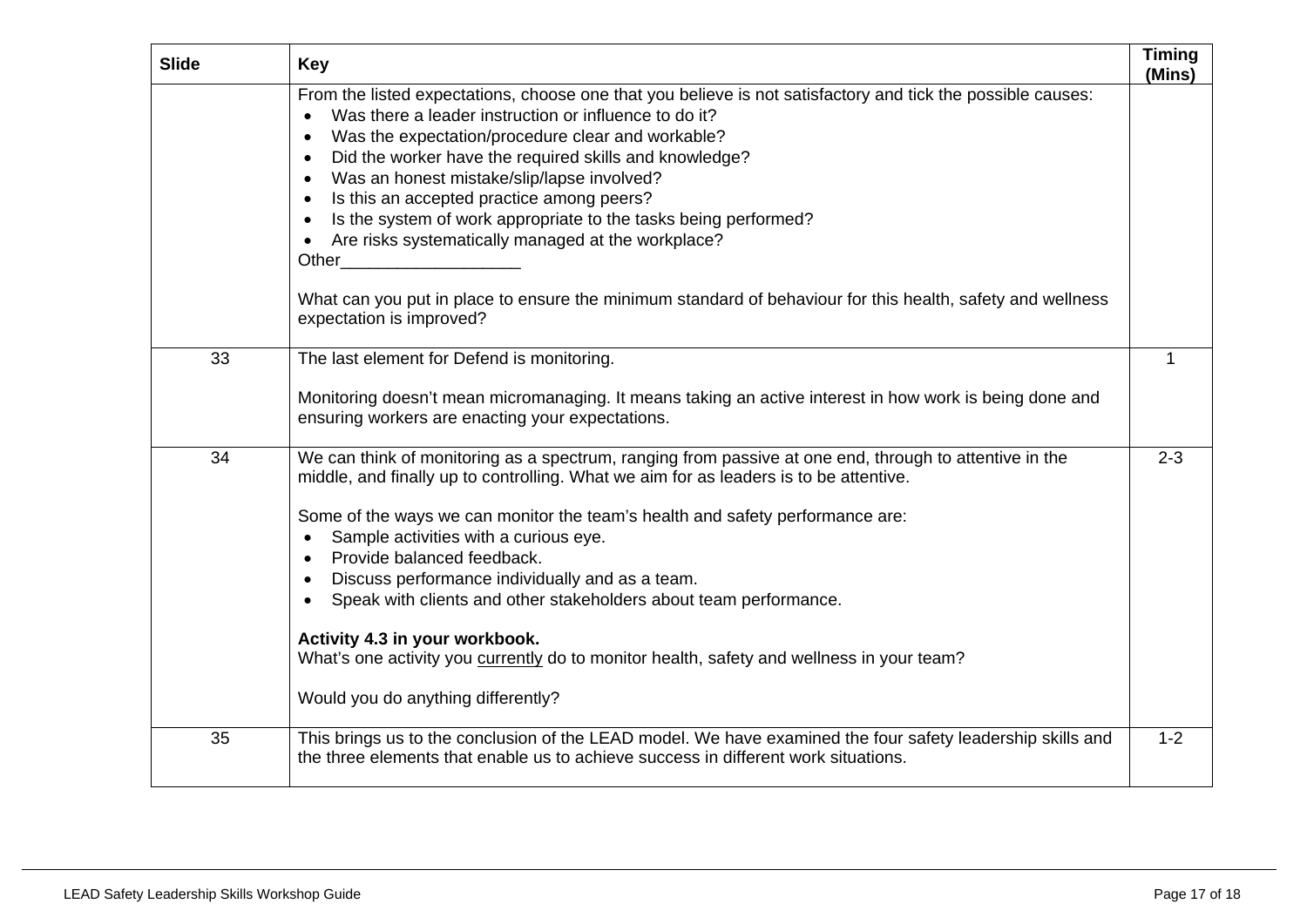| Slide | Key | Timing (Mins) |
|---|---|---|
| | From the listed expectations, choose one that you believe is not satisfactory and tick the possible causes:<br>• Was there a leader instruction or influence to do it?<br>• Was the expectation/procedure clear and workable?<br>• Did the worker have the required skills and knowledge?<br>• Was an honest mistake/slip/lapse involved?<br>• Is this an accepted practice among peers?<br>• Is the system of work appropriate to the tasks being performed?<br>• Are risks systematically managed at the workplace?<br>Other___________________<br><br>What can you put in place to ensure the minimum standard of behaviour for this health, safety and wellness expectation is improved? | |
| 33 | The last element for Defend is monitoring.<br><br>Monitoring doesn't mean micromanaging. It means taking an active interest in how work is being done and ensuring workers are enacting your expectations. | 1 |
| 34 | We can think of monitoring as a spectrum, ranging from passive at one end, through to attentive in the middle, and finally up to controlling. What we aim for as leaders is to be attentive.<br><br>Some of the ways we can monitor the team's health and safety performance are:<br>• Sample activities with a curious eye.<br>• Provide balanced feedback.<br>• Discuss performance individually and as a team.<br>• Speak with clients and other stakeholders about team performance.<br><br>**Activity 4.3 in your workbook.**<br>What's one activity you <u>currently</u> do to monitor health, safety and wellness in your team?<br><br>Would you do anything differently? | 2-3 |
| 35 | This brings us to the conclusion of the LEAD model. We have examined the four safety leadership skills and the three elements that enable us to achieve success in different work situations. | 1-2 |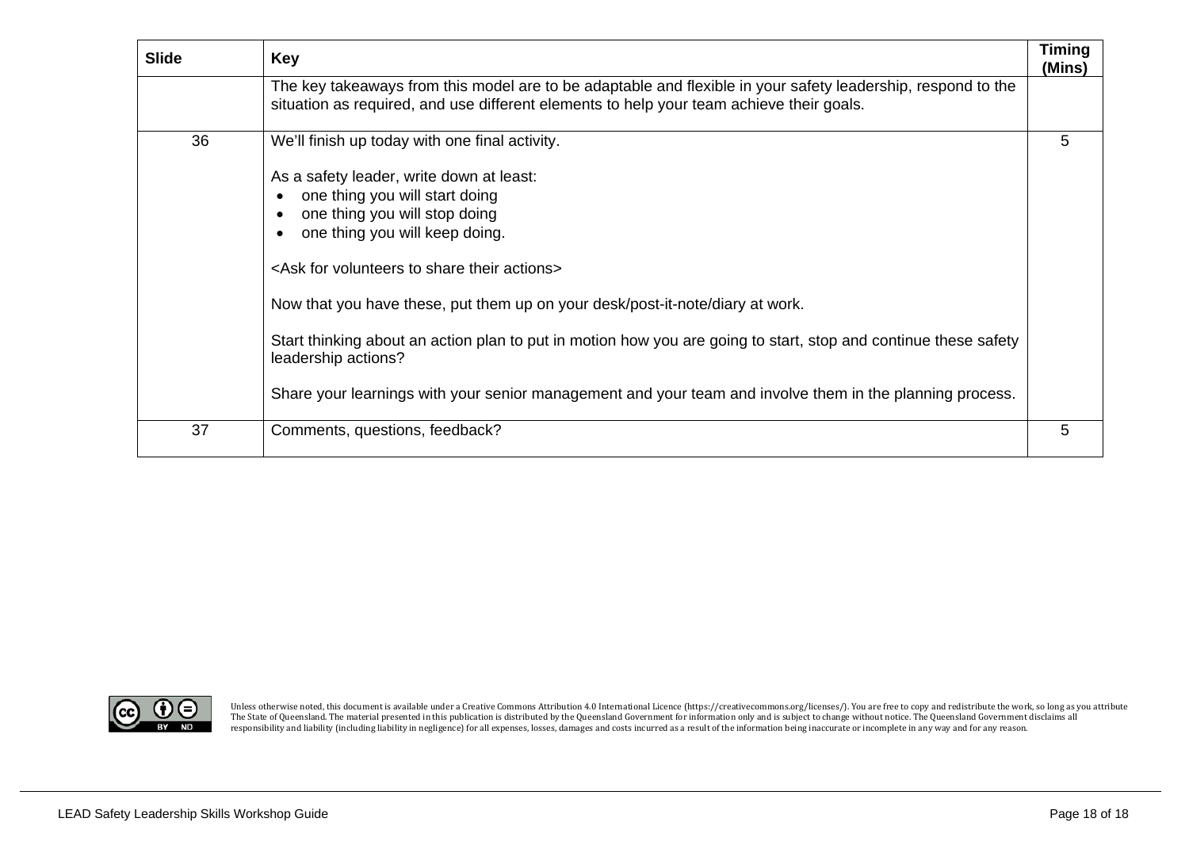| Slide | Key | Timing (Mins) |
|---|---|---|
| | The key takeaways from this model are to be adaptable and flexible in your safety leadership, respond to the situation as required, and use different elements to help your team achieve their goals. | |
| 36 | We'll finish up today with one final activity.<br><br>As a safety leader, write down at least:<br>• one thing you will start doing<br>• one thing you will stop doing<br>• one thing you will keep doing.<br><br><Ask for volunteers to share their actions><br><br>Now that you have these, put them up on your desk/post-it-note/diary at work.<br><br>Start thinking about an action plan to put in motion how you are going to start, stop and continue these safety leadership actions?<br><br>Share your learnings with your senior management and your team and involve them in the planning process. | 5 |
| 37 | Comments, questions, feedback? | 5 |

Unless otherwise noted, this document is available under a Creative Commons Attribution 4.0 International Licence (https://creativecommons.org/licenses/). You are free to copy and redistribute the work, so long as you attribute The State of Queensland. The material presented in this publication is distributed by the Queensland Government for information only and is subject to change without notice. The Queensland Government disclaims all responsibility and liability (including liability in negligence) for all expenses, losses, damages and costs incurred as a result of the information being inaccurate or incomplete in any way and for any reason.